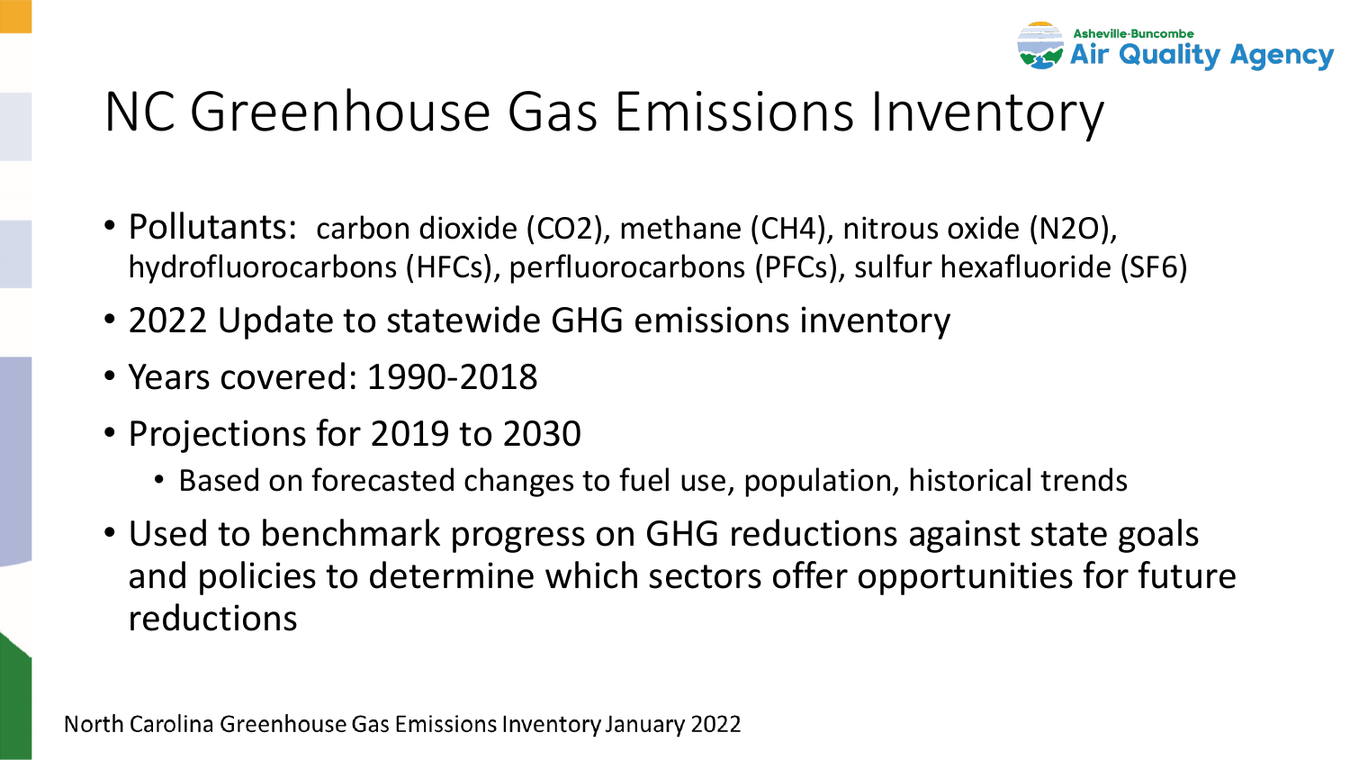Asheville-Buncombe Air Quality Agency

# NC Greenhouse Gas Emissions Inventory

- Pollutants: carbon dioxide ($CO_2$), methane ($CH_4$), nitrous oxide ($N_2O$), hydrofluorocarbons (HFCs), perfluorocarbons (PFCs), sulfur hexafluoride ($SF_6$)
- 2022 Update to statewide GHG emissions inventory
- Years covered: 1990-2018
- Projections for 2019 to 2030
  - Based on forecasted changes to fuel use, population, historical trends
- Used to benchmark progress on GHG reductions against state goals and policies to determine which sectors offer opportunities for future reductions

North Carolina Greenhouse Gas Emissions Inventory January 2022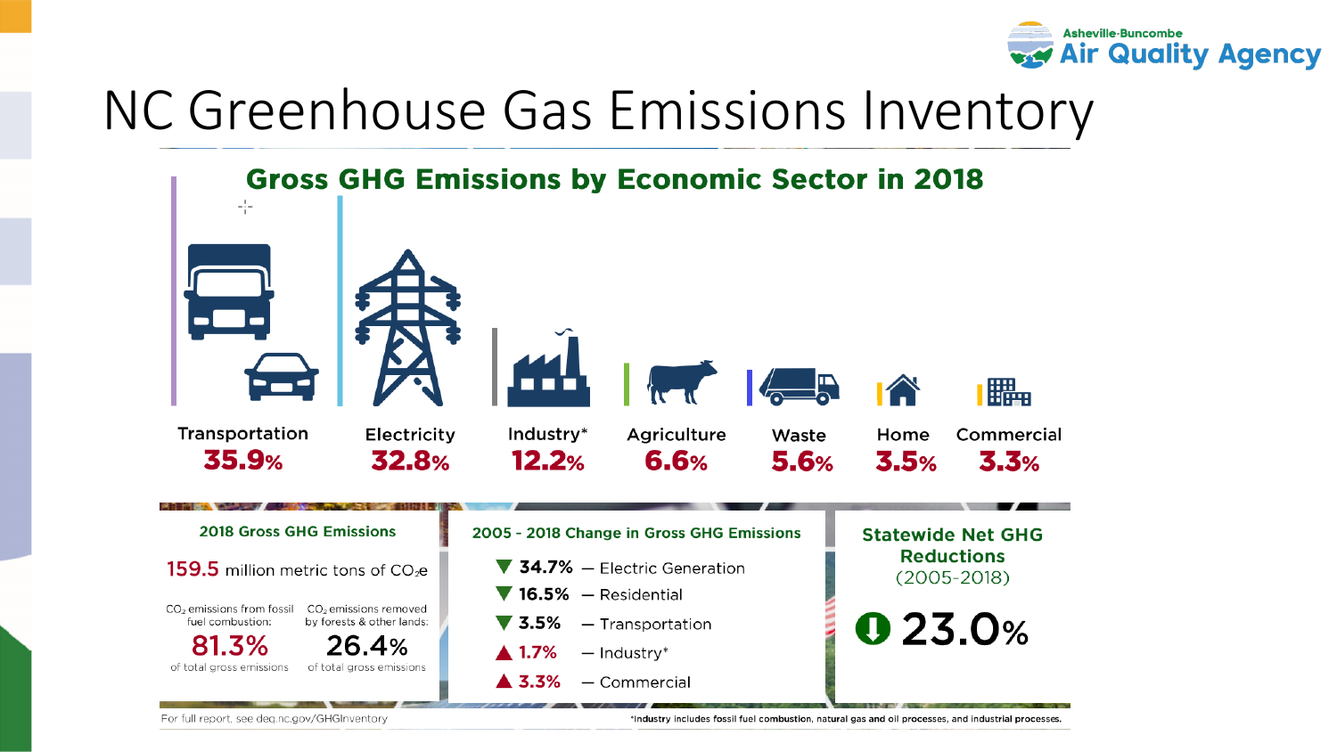# NC Greenhouse Gas Emissions Inventory

## Gross GHG Emissions by Economic Sector in 2018

| Transportation | Electricity | Industry* | Agriculture | Waste | Home | Commercial |
|---|---|---|---|---|---|---|
| **35.9%** | **32.8%** | **12.2%** | **6.6%** | **5.6%** | **3.5%** | **3.3%** |

### 2018 Gross GHG Emissions

**159.5** million metric tons of $CO_2e$

$CO_2$ emissions from fossil fuel combustion: **81.3%** of total gross emissions

$CO_2$ emissions removed by forests & other lands: **26.4%** of total gross emissions

### 2005 - 2018 Change in Gross GHG Emissions

- ▼ **34.7%** — Electric Generation
- ▼ **16.5%** — Residential
- ▼ **3.5%** — Transportation
- ▲ **1.7%** — Industry*
- ▲ **3.3%** — Commercial

### Statewide Net GHG Reductions (2005-2018)

**23.0%**

For full report, see deq.nc.gov/GHGInventory

*Industry includes fossil fuel combustion, natural gas and oil processes, and industrial processes.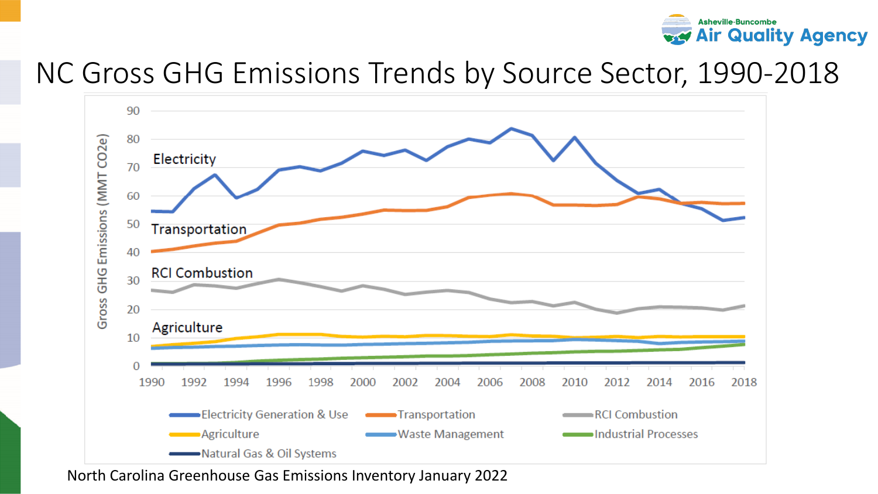# NC Gross GHG Emissions Trends by Source Sector, 1990-2018

Gross GHG Emissions (MMT CO2e)

Electricity

Transportation

RCI Combustion

Agriculture

Electricity Generation & Use | Transportation | RCI Combustion | Agriculture | Waste Management | Industrial Processes | Natural Gas & Oil Systems

North Carolina Greenhouse Gas Emissions Inventory January 2022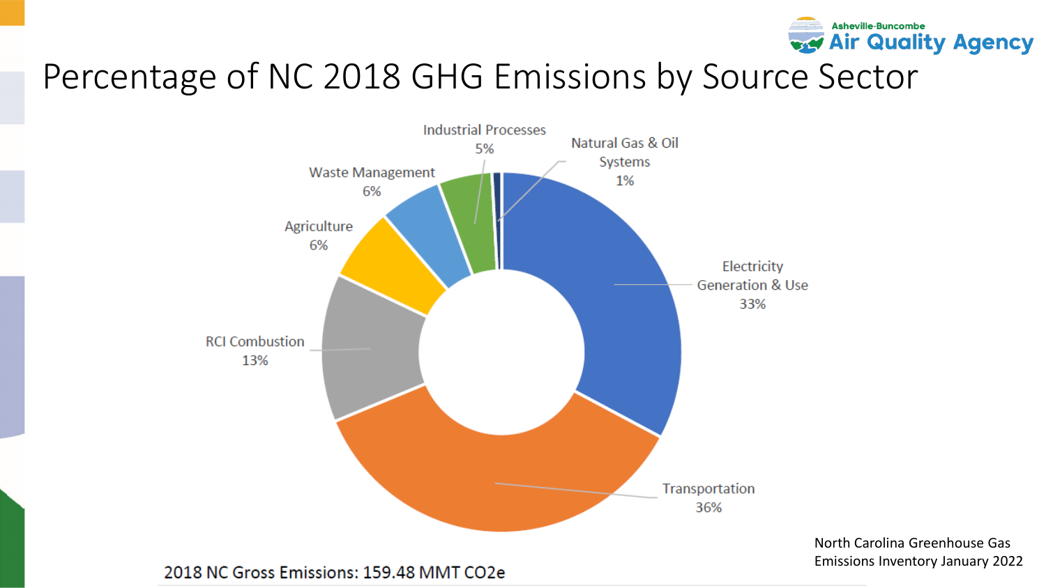# Percentage of NC 2018 GHG Emissions by Source Sector

Asheville-Buncombe Air Quality Agency

| Source Sector | Percentage |
| --- | --- |
| Transportation | 36% |
| Electricity Generation & Use | 33% |
| RCI Combustion | 13% |
| Agriculture | 6% |
| Waste Management | 6% |
| Industrial Processes | 5% |
| Natural Gas & Oil Systems | 1% |

2018 NC Gross Emissions: 159.48 MMT CO2e

North Carolina Greenhouse Gas Emissions Inventory January 2022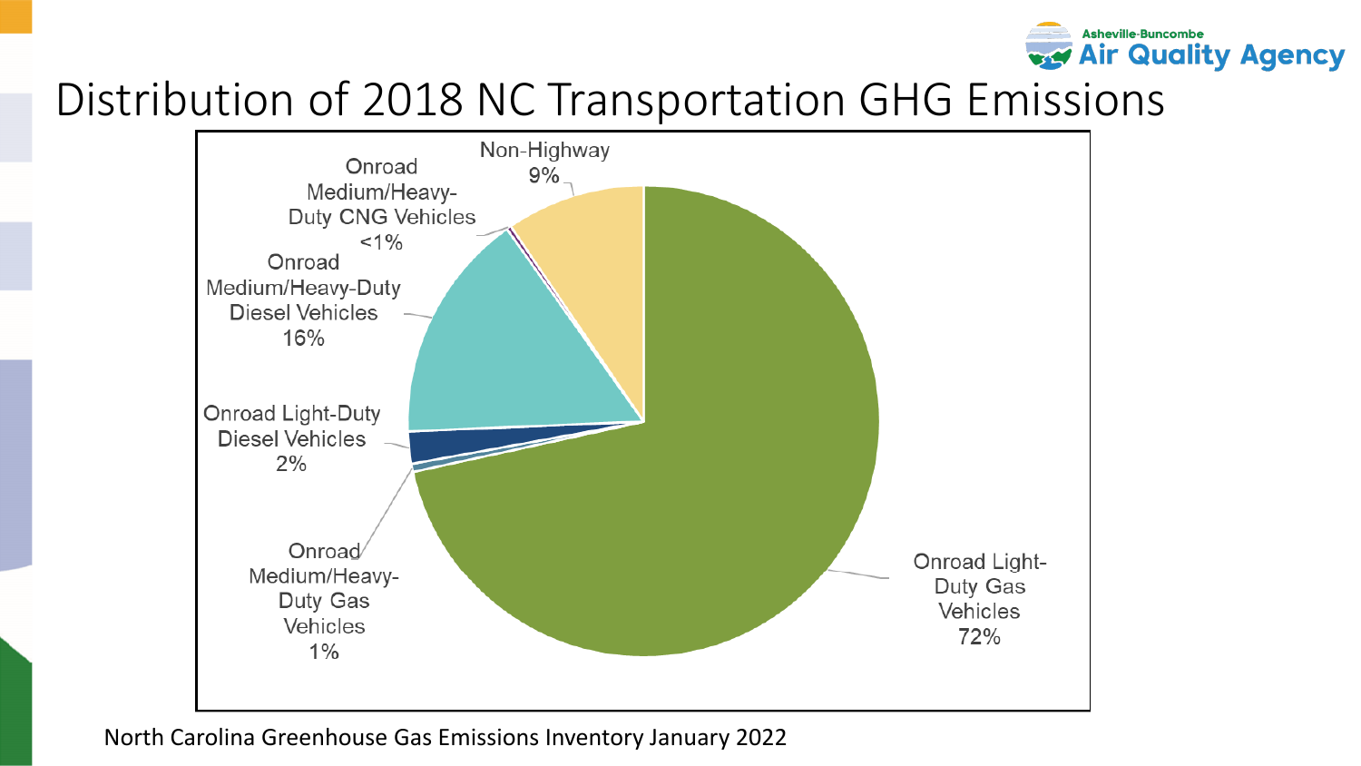# Distribution of 2018 NC Transportation GHG Emissions

| Category | Share |
| --- | --- |
| Onroad Light-Duty Gas Vehicles | 72% |
| Onroad Medium/Heavy-Duty Diesel Vehicles | 16% |
| Non-Highway | 9% |
| Onroad Light-Duty Diesel Vehicles | 2% |
| Onroad Medium/Heavy-Duty Gas Vehicles | 1% |
| Onroad Medium/Heavy-Duty CNG Vehicles | <1% |

North Carolina Greenhouse Gas Emissions Inventory January 2022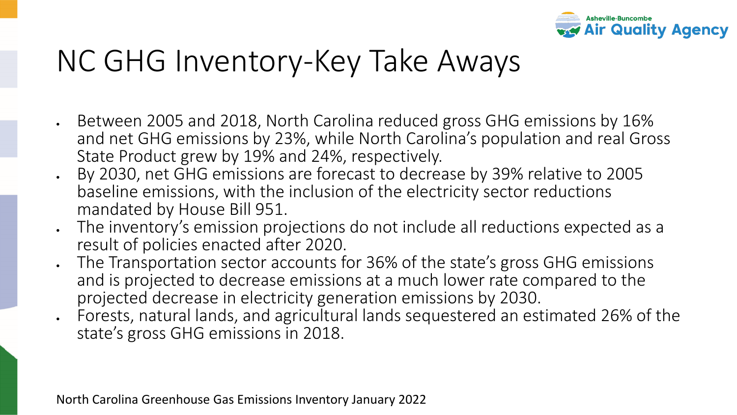# NC GHG Inventory-Key Take Aways

- Between 2005 and 2018, North Carolina reduced gross GHG emissions by 16% and net GHG emissions by 23%, while North Carolina's population and real Gross State Product grew by 19% and 24%, respectively.
- By 2030, net GHG emissions are forecast to decrease by 39% relative to 2005 baseline emissions, with the inclusion of the electricity sector reductions mandated by House Bill 951.
- The inventory's emission projections do not include all reductions expected as a result of policies enacted after 2020.
- The Transportation sector accounts for 36% of the state's gross GHG emissions and is projected to decrease emissions at a much lower rate compared to the projected decrease in electricity generation emissions by 2030.
- Forests, natural lands, and agricultural lands sequestered an estimated 26% of the state's gross GHG emissions in 2018.

North Carolina Greenhouse Gas Emissions Inventory January 2022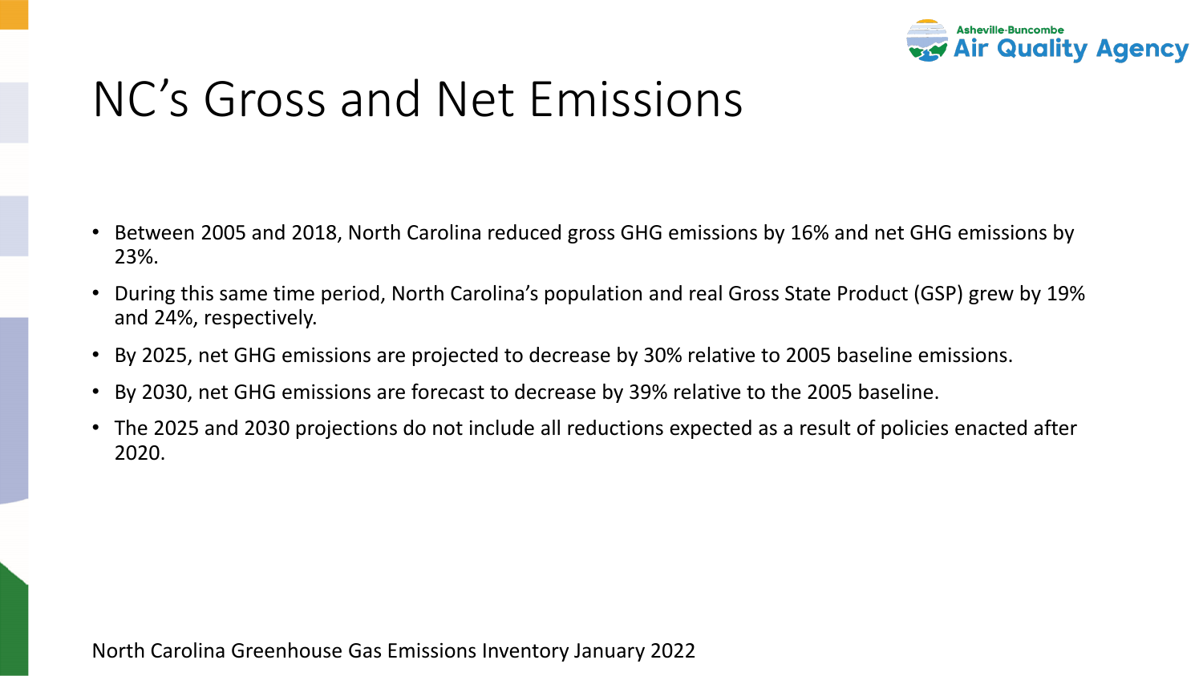# NC's Gross and Net Emissions

- Between 2005 and 2018, North Carolina reduced gross GHG emissions by 16% and net GHG emissions by 23%.
- During this same time period, North Carolina's population and real Gross State Product (GSP) grew by 19% and 24%, respectively.
- By 2025, net GHG emissions are projected to decrease by 30% relative to 2005 baseline emissions.
- By 2030, net GHG emissions are forecast to decrease by 39% relative to the 2005 baseline.
- The 2025 and 2030 projections do not include all reductions expected as a result of policies enacted after 2020.

North Carolina Greenhouse Gas Emissions Inventory January 2022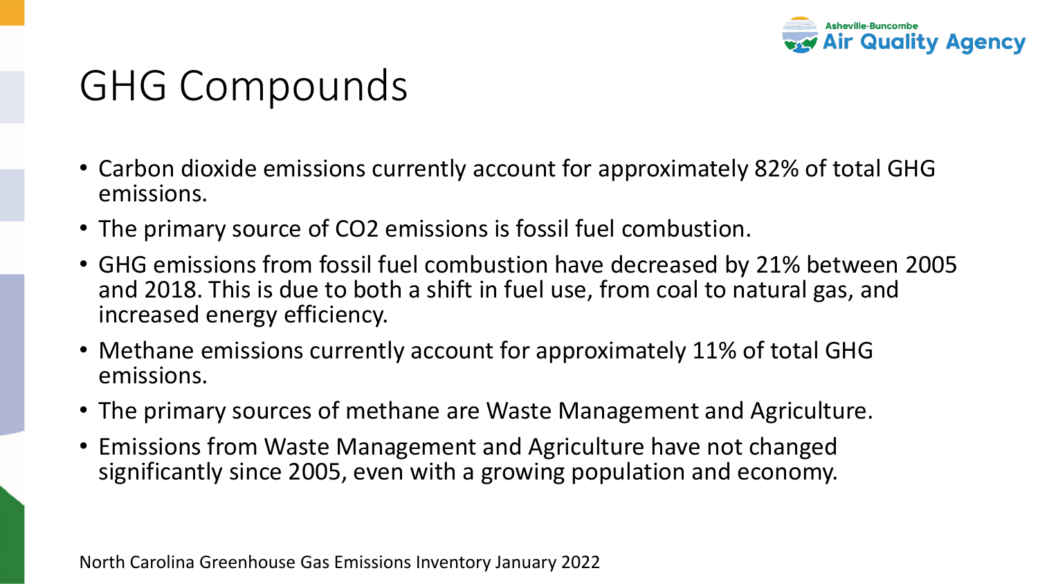# GHG Compounds

- Carbon dioxide emissions currently account for approximately 82% of total GHG emissions.
- The primary source of $CO_2$ emissions is fossil fuel combustion.
- GHG emissions from fossil fuel combustion have decreased by 21% between 2005 and 2018. This is due to both a shift in fuel use, from coal to natural gas, and increased energy efficiency.
- Methane emissions currently account for approximately 11% of total GHG emissions.
- The primary sources of methane are Waste Management and Agriculture.
- Emissions from Waste Management and Agriculture have not changed significantly since 2005, even with a growing population and economy.

North Carolina Greenhouse Gas Emissions Inventory January 2022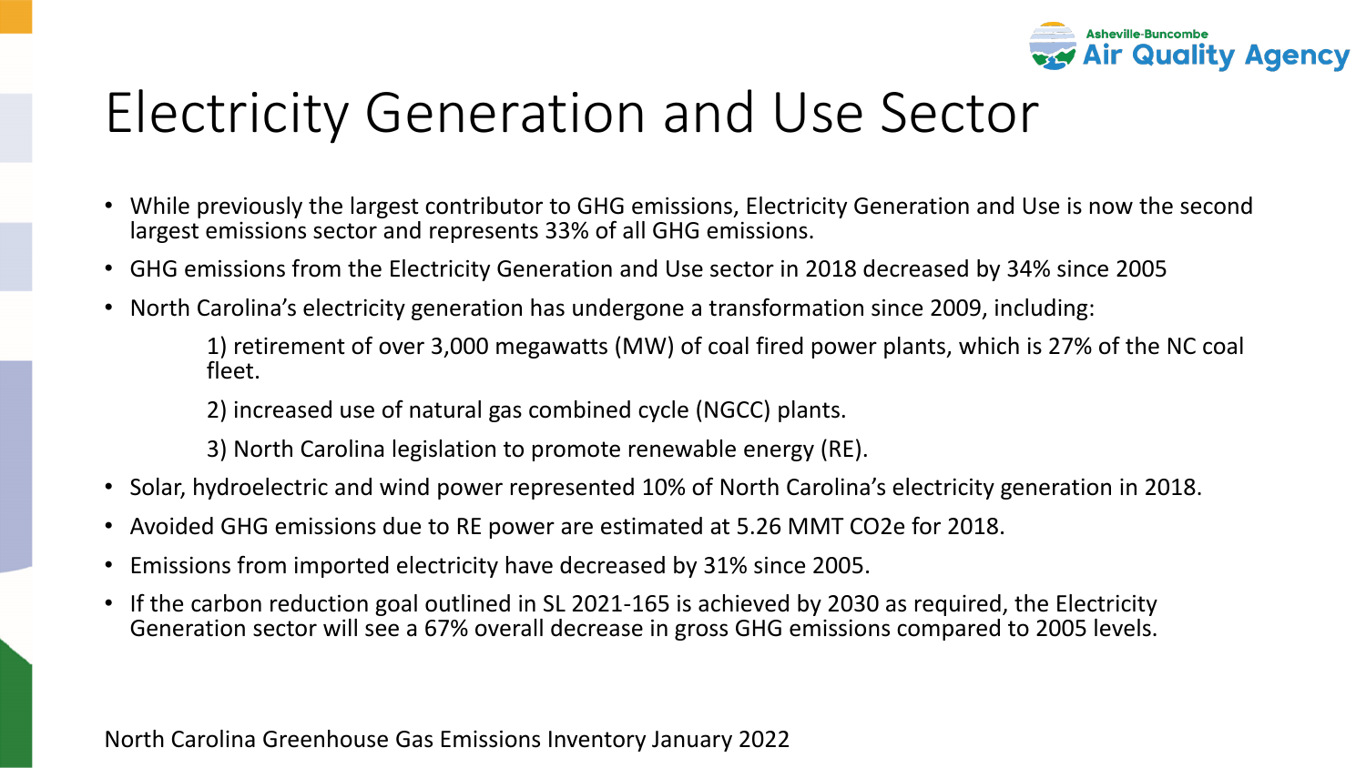# Electricity Generation and Use Sector

- While previously the largest contributor to GHG emissions, Electricity Generation and Use is now the second largest emissions sector and represents 33% of all GHG emissions.
- GHG emissions from the Electricity Generation and Use sector in 2018 decreased by 34% since 2005
- North Carolina's electricity generation has undergone a transformation since 2009, including:

  1) retirement of over 3,000 megawatts (MW) of coal fired power plants, which is 27% of the NC coal fleet.

  2) increased use of natural gas combined cycle (NGCC) plants.

  3) North Carolina legislation to promote renewable energy (RE).

- Solar, hydroelectric and wind power represented 10% of North Carolina's electricity generation in 2018.
- Avoided GHG emissions due to RE power are estimated at 5.26 MMT $CO_2e$ for 2018.
- Emissions from imported electricity have decreased by 31% since 2005.
- If the carbon reduction goal outlined in SL 2021-165 is achieved by 2030 as required, the Electricity Generation sector will see a 67% overall decrease in gross GHG emissions compared to 2005 levels.

North Carolina Greenhouse Gas Emissions Inventory January 2022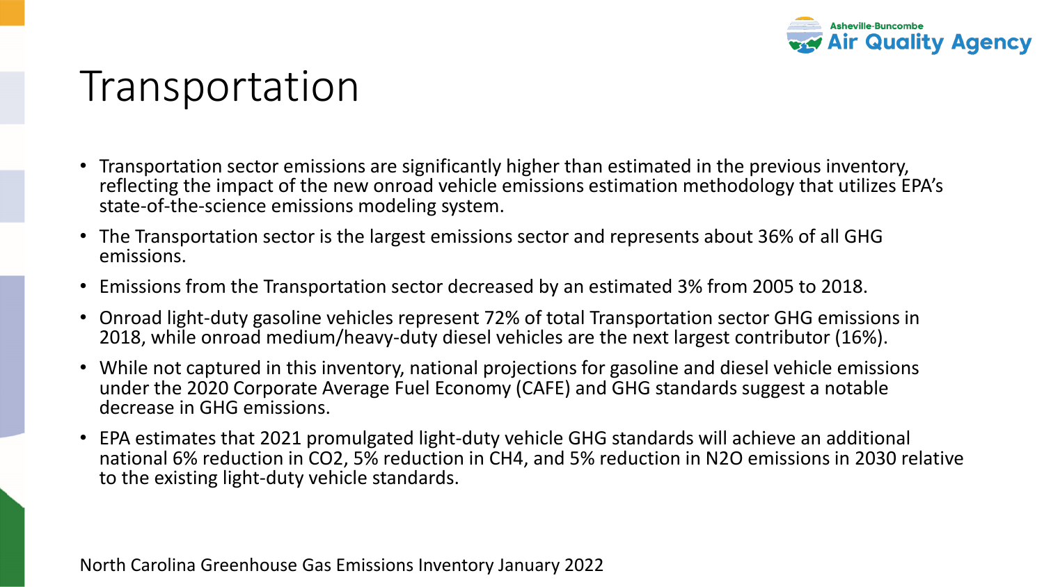# Transportation

- Transportation sector emissions are significantly higher than estimated in the previous inventory, reflecting the impact of the new onroad vehicle emissions estimation methodology that utilizes EPA's state-of-the-science emissions modeling system.
- The Transportation sector is the largest emissions sector and represents about 36% of all GHG emissions.
- Emissions from the Transportation sector decreased by an estimated 3% from 2005 to 2018.
- Onroad light-duty gasoline vehicles represent 72% of total Transportation sector GHG emissions in 2018, while onroad medium/heavy-duty diesel vehicles are the next largest contributor (16%).
- While not captured in this inventory, national projections for gasoline and diesel vehicle emissions under the 2020 Corporate Average Fuel Economy (CAFE) and GHG standards suggest a notable decrease in GHG emissions.
- EPA estimates that 2021 promulgated light-duty vehicle GHG standards will achieve an additional national 6% reduction in $CO_2$, 5% reduction in $CH_4$, and 5% reduction in $N_2O$ emissions in 2030 relative to the existing light-duty vehicle standards.

North Carolina Greenhouse Gas Emissions Inventory January 2022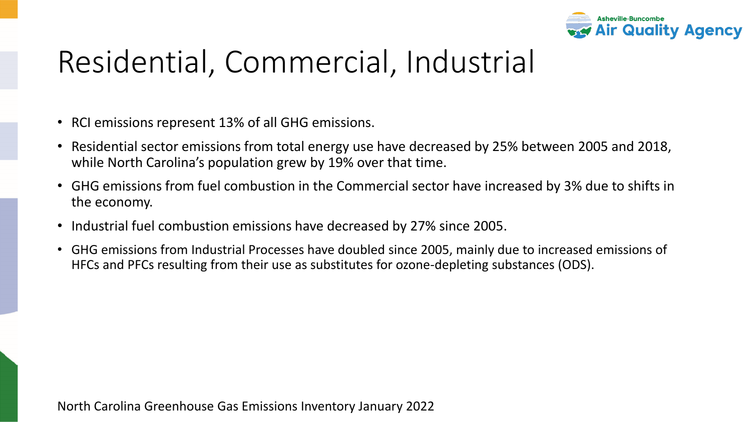# Residential, Commercial, Industrial

- RCI emissions represent 13% of all GHG emissions.
- Residential sector emissions from total energy use have decreased by 25% between 2005 and 2018, while North Carolina's population grew by 19% over that time.
- GHG emissions from fuel combustion in the Commercial sector have increased by 3% due to shifts in the economy.
- Industrial fuel combustion emissions have decreased by 27% since 2005.
- GHG emissions from Industrial Processes have doubled since 2005, mainly due to increased emissions of HFCs and PFCs resulting from their use as substitutes for ozone-depleting substances (ODS).

North Carolina Greenhouse Gas Emissions Inventory January 2022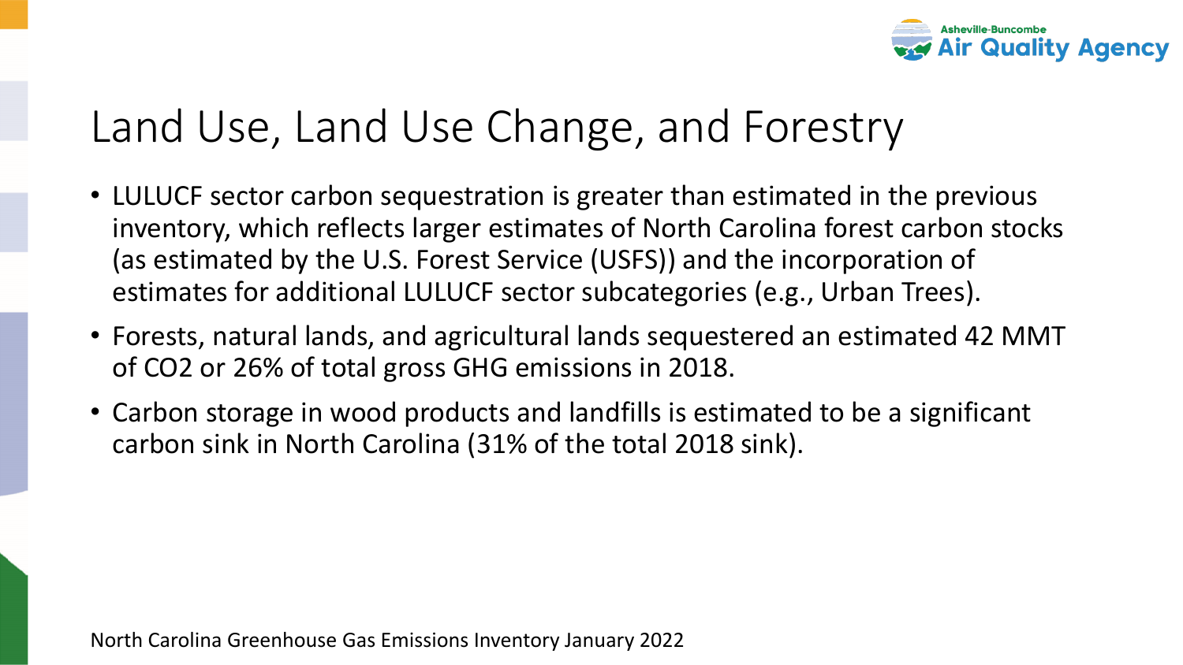# Land Use, Land Use Change, and Forestry

- LULUCF sector carbon sequestration is greater than estimated in the previous inventory, which reflects larger estimates of North Carolina forest carbon stocks (as estimated by the U.S. Forest Service (USFS)) and the incorporation of estimates for additional LULUCF sector subcategories (e.g., Urban Trees).
- Forests, natural lands, and agricultural lands sequestered an estimated 42 MMT of $CO_2$ or 26% of total gross GHG emissions in 2018.
- Carbon storage in wood products and landfills is estimated to be a significant carbon sink in North Carolina (31% of the total 2018 sink).

North Carolina Greenhouse Gas Emissions Inventory January 2022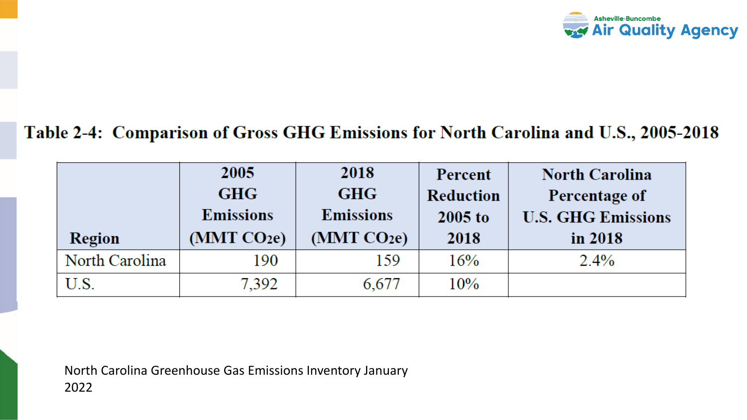**Table 2-4: Comparison of Gross GHG Emissions for North Carolina and U.S., 2005-2018**

| Region | 2005 GHG Emissions (MMT $CO_2e$) | 2018 GHG Emissions (MMT $CO_2e$) | Percent Reduction 2005 to 2018 | North Carolina Percentage of U.S. GHG Emissions in 2018 |
|---|---|---|---|---|
| North Carolina | 190 | 159 | 16% | 2.4% |
| U.S. | 7,392 | 6,677 | 10% | |

North Carolina Greenhouse Gas Emissions Inventory January 2022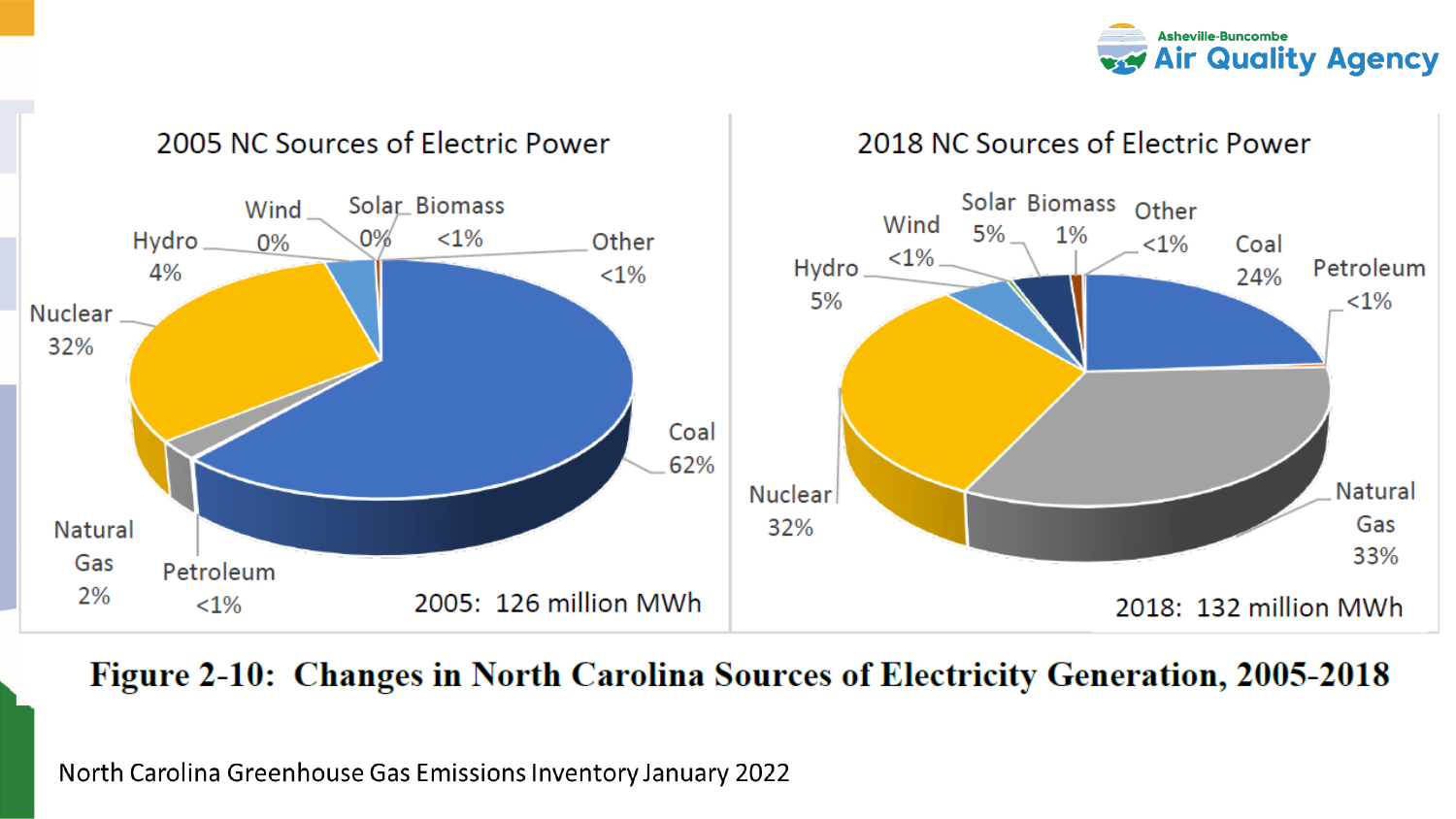Asheville-Buncombe Air Quality Agency

| 2005 NC Sources of Electric Power | |
| --- | --- |
| Coal | 62% |
| Nuclear | 32% |
| Hydro | 4% |
| Natural Gas | 2% |
| Wind | 0% |
| Solar | 0% |
| Biomass | <1% |
| Other | <1% |
| Petroleum | <1% |

2005: 126 million MWh

| 2018 NC Sources of Electric Power | |
| --- | --- |
| Natural Gas | 33% |
| Nuclear | 32% |
| Coal | 24% |
| Hydro | 5% |
| Solar | 5% |
| Biomass | 1% |
| Wind | <1% |
| Other | <1% |
| Petroleum | <1% |

2018: 132 million MWh

**Figure 2-10: Changes in North Carolina Sources of Electricity Generation, 2005-2018**

North Carolina Greenhouse Gas Emissions Inventory January 2022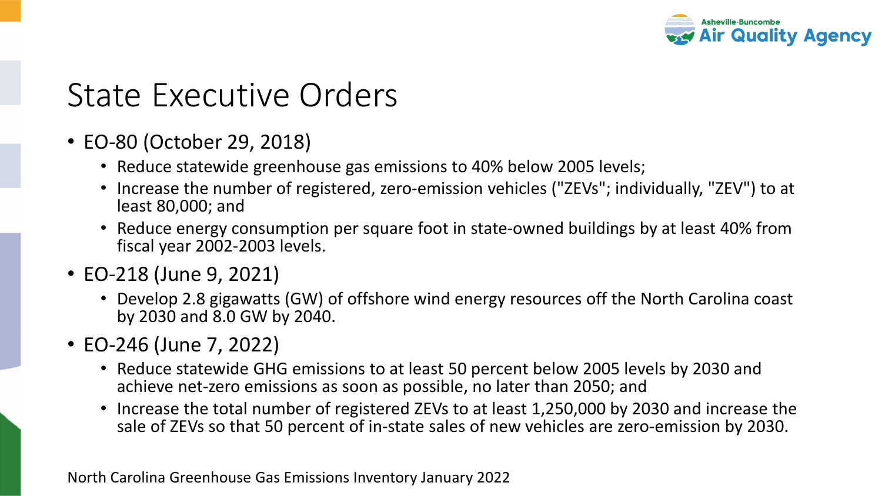# State Executive Orders

- EO-80 (October 29, 2018)
  - Reduce statewide greenhouse gas emissions to 40% below 2005 levels;
  - Increase the number of registered, zero-emission vehicles ("ZEVs"; individually, "ZEV") to at least 80,000; and
  - Reduce energy consumption per square foot in state-owned buildings by at least 40% from fiscal year 2002-2003 levels.
- EO-218 (June 9, 2021)
  - Develop 2.8 gigawatts (GW) of offshore wind energy resources off the North Carolina coast by 2030 and 8.0 GW by 2040.
- EO-246 (June 7, 2022)
  - Reduce statewide GHG emissions to at least 50 percent below 2005 levels by 2030 and achieve net-zero emissions as soon as possible, no later than 2050; and
  - Increase the total number of registered ZEVs to at least 1,250,000 by 2030 and increase the sale of ZEVs so that 50 percent of in-state sales of new vehicles are zero-emission by 2030.

North Carolina Greenhouse Gas Emissions Inventory January 2022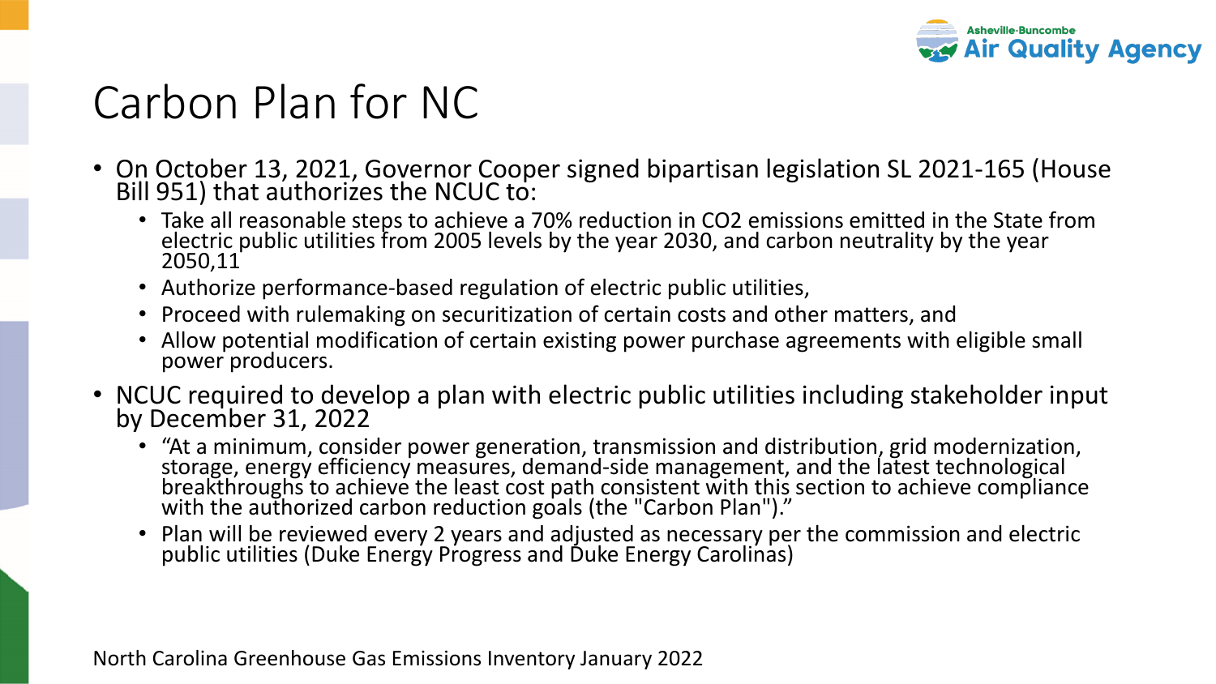# Carbon Plan for NC

- On October 13, 2021, Governor Cooper signed bipartisan legislation SL 2021-165 (House Bill 951) that authorizes the NCUC to:
  - Take all reasonable steps to achieve a 70% reduction in $CO_2$ emissions emitted in the State from electric public utilities from 2005 levels by the year 2030, and carbon neutrality by the year 2050,11
  - Authorize performance-based regulation of electric public utilities,
  - Proceed with rulemaking on securitization of certain costs and other matters, and
  - Allow potential modification of certain existing power purchase agreements with eligible small power producers.
- NCUC required to develop a plan with electric public utilities including stakeholder input by December 31, 2022
  - "At a minimum, consider power generation, transmission and distribution, grid modernization, storage, energy efficiency measures, demand-side management, and the latest technological breakthroughs to achieve the least cost path consistent with this section to achieve compliance with the authorized carbon reduction goals (the "Carbon Plan")."
  - Plan will be reviewed every 2 years and adjusted as necessary per the commission and electric public utilities (Duke Energy Progress and Duke Energy Carolinas)

North Carolina Greenhouse Gas Emissions Inventory January 2022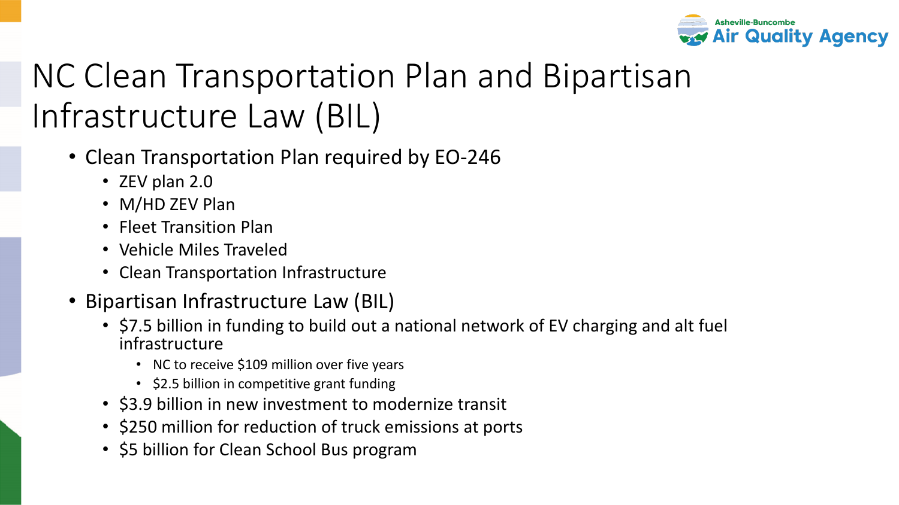# NC Clean Transportation Plan and Bipartisan Infrastructure Law (BIL)

- Clean Transportation Plan required by EO-246
  - ZEV plan 2.0
  - M/HD ZEV Plan
  - Fleet Transition Plan
  - Vehicle Miles Traveled
  - Clean Transportation Infrastructure
- Bipartisan Infrastructure Law (BIL)
  - $7.5 billion in funding to build out a national network of EV charging and alt fuel infrastructure
    - NC to receive $109 million over five years
    - $2.5 billion in competitive grant funding
  - $3.9 billion in new investment to modernize transit
  - $250 million for reduction of truck emissions at ports
  - $5 billion for Clean School Bus program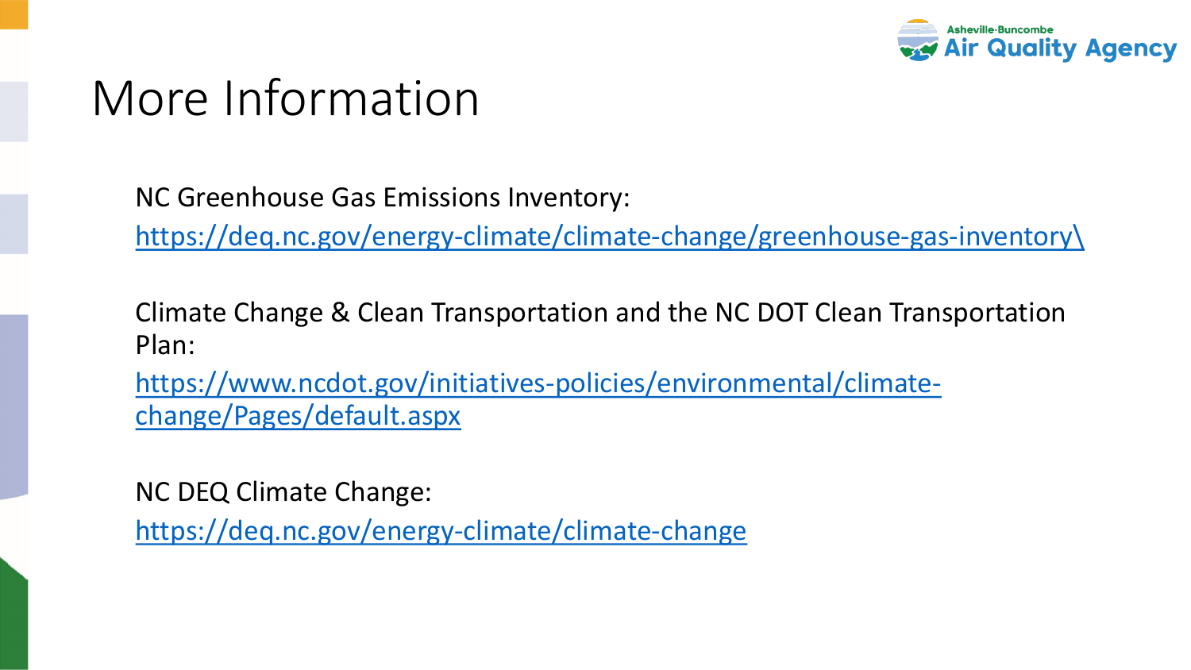# More Information

NC Greenhouse Gas Emissions Inventory:

https://deq.nc.gov/energy-climate/climate-change/greenhouse-gas-inventory\

Climate Change & Clean Transportation and the NC DOT Clean Transportation Plan:

https://www.ncdot.gov/initiatives-policies/environmental/climate-change/Pages/default.aspx

NC DEQ Climate Change:

https://deq.nc.gov/energy-climate/climate-change